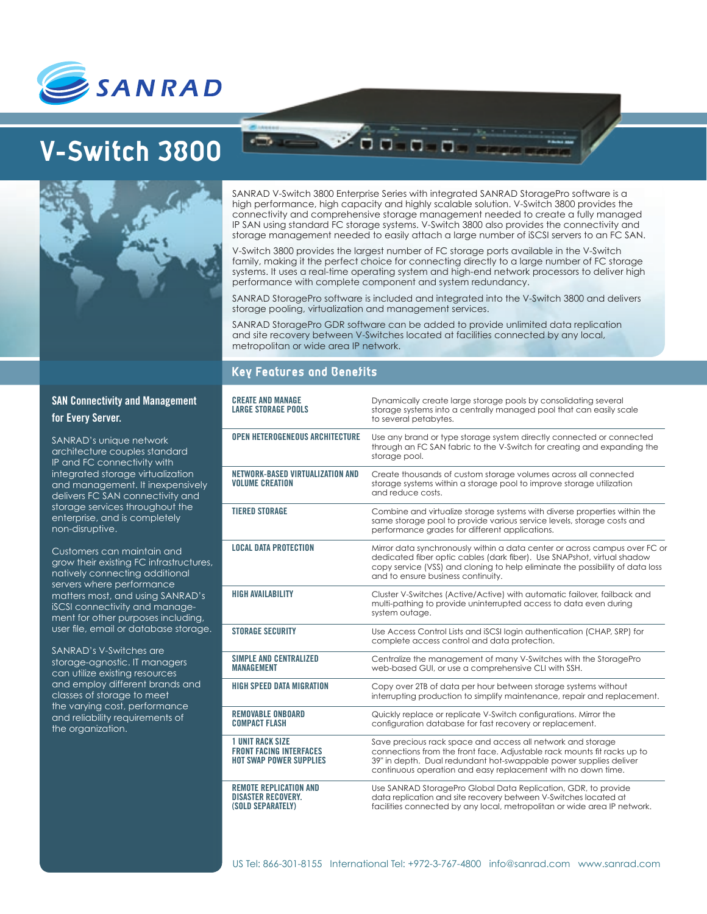SANRAD

# V-Switch 3800

SANRAD V-Switch 3800 Enterprise Series with integrated SANRAD StoragePro software is a high performance, high capacity and highly scalable solution. V-Switch 3800 provides the connectivity and comprehensive storage management needed to create a fully managed IP SAN using standard FC storage systems. V-Switch 3800 also provides the connectivity and storage management needed to easily attach a large number of iSCSI servers to an FC SAN.

V-Switch 3800 provides the largest number of FC storage ports available in the V-Switch family, making it the perfect choice for connecting directly to a large number of FC storage systems. It uses a real-time operating system and high-end network processors to deliver high performance with complete component and system redundancy.

SANRAD StoragePro software is included and integrated into the V-Switch 3800 and delivers storage pooling, virtualization and management services.

SANRAD StoragePro GDR software can be added to provide unlimited data replication and site recovery between V-Switches located at facilities connected by any local, metropolitan or wide area IP network.

## SAN Connectivity and Management for Every Server.

SANRAD's unique network architecture couples standard IP and FC connectivity with integrated storage virtualization and management. It inexpensively delivers FC SAN connectivity and storage services throughout the enterprise, and is completely non-disruptive.

Customers can maintain and grow their existing FC infrastructures, natively connecting additional servers where performance matters most, and using SANRAD's iSCSI connectivity and management for other purposes including, user file, email or database storage.

SANRAD's V-Switches are storage-agnostic. IT managers can utilize existing resources and employ different brands and classes of storage to meet the varying cost, performance and reliability requirements of the organization.

## Key Features and Benefits

| Feature | Benefit |
| --- | --- |
| **CREATE AND MANAGE LARGE STORAGE POOLS** | Dynamically create large storage pools by consolidating several storage systems into a centrally managed pool that can easily scale to several petabytes. |
| **OPEN HETEROGENEOUS ARCHITECTURE** | Use any brand or type storage system directly connected or connected through an FC SAN fabric to the V-Switch for creating and expanding the storage pool. |
| **NETWORK-BASED VIRTUALIZATION AND VOLUME CREATION** | Create thousands of custom storage volumes across all connected storage systems within a storage pool to improve storage utilization and reduce costs. |
| **TIERED STORAGE** | Combine and virtualize storage systems with diverse properties within the same storage pool to provide various service levels, storage costs and performance grades for different applications. |
| **LOCAL DATA PROTECTION** | Mirror data synchronously within a data center or across campus over FC or dedicated fiber optic cables (dark fiber). Use SNAPshot, virtual shadow copy service (VSS) and cloning to help eliminate the possibility of data loss and to ensure business continuity. |
| **HIGH AVAILABILITY** | Cluster V-Switches (Active/Active) with automatic failover, failback and multi-pathing to provide uninterrupted access to data even during system outage. |
| **STORAGE SECURITY** | Use Access Control Lists and iSCSI login authentication (CHAP, SRP) for complete access control and data protection. |
| **SIMPLE AND CENTRALIZED MANAGEMENT** | Centralize the management of many V-Switches with the StoragePro web-based GUI, or use a comprehensive CLI with SSH. |
| **HIGH SPEED DATA MIGRATION** | Copy over 2TB of data per hour between storage systems without interrupting production to simplify maintenance, repair and replacement. |
| **REMOVABLE ONBOARD COMPACT FLASH** | Quickly replace or replicate V-Switch configurations. Mirror the configuration database for fast recovery or replacement. |
| **1 UNIT RACK SIZE FRONT FACING INTERFACES HOT SWAP POWER SUPPLIES** | Save precious rack space and access all network and storage connections from the front face. Adjustable rack mounts fit racks up to 39" in depth. Dual redundant hot-swappable power supplies deliver continuous operation and easy replacement with no down time. |
| **REMOTE REPLICATION AND DISASTER RECOVERY. (SOLD SEPARATELY)** | Use SANRAD StoragePro Global Data Replication, GDR, to provide data replication and site recovery between V-Switches located at facilities connected by any local, metropolitan or wide area IP network. |

US Tel: 866-301-8155 International Tel: +972-3-767-4800 info@sanrad.com www.sanrad.com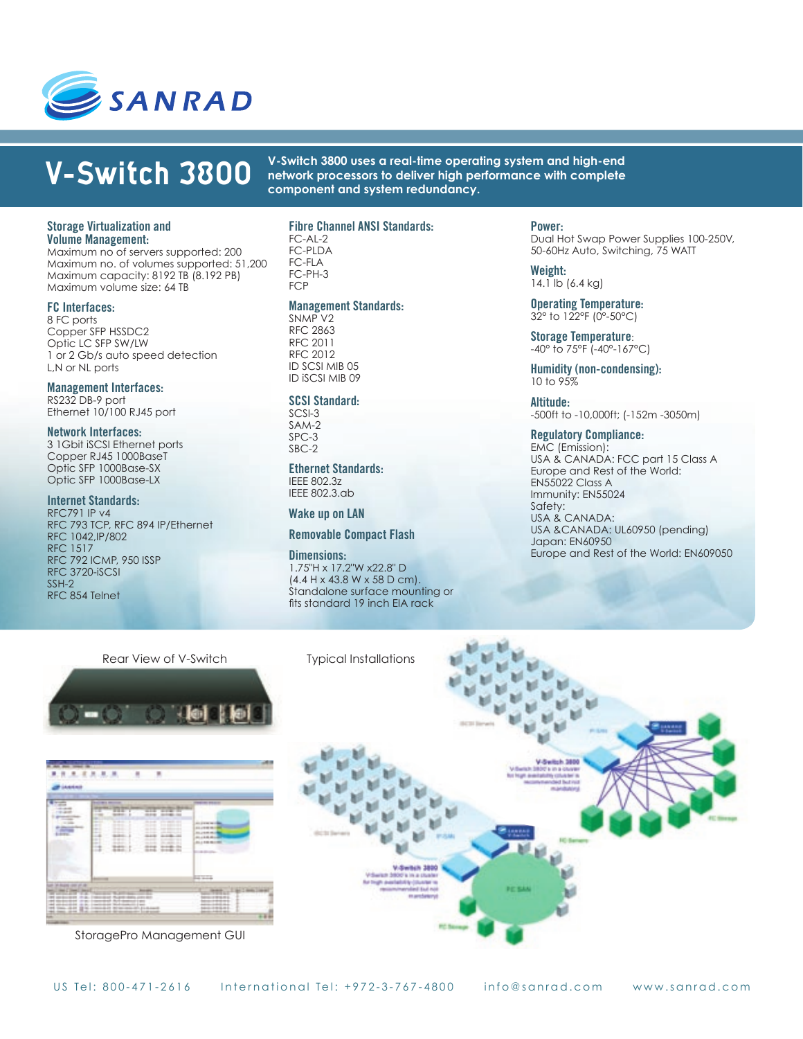# SANRAD

# V-Switch 3800

**V-Switch 3800 uses a real-time operating system and high-end network processors to deliver high performance with complete component and system redundancy.**

### Storage Virtualization and Volume Management:

Maximum no of servers supported: 200
Maximum no. of volumes supported: 51,200
Maximum capacity: 8192 TB (8.192 PB)
Maximum volume size: 64 TB

### FC Interfaces:

8 FC ports
Copper SFP HSSDC2
Optic LC SFP SW/LW
1 or 2 Gb/s auto speed detection
L,N or NL ports

### Management Interfaces:

RS232 DB-9 port
Ethernet 10/100 RJ45 port

### Network Interfaces:

3 1Gbit iSCSI Ethernet ports
Copper RJ45 1000BaseT
Optic SFP 1000Base-SX
Optic SFP 1000Base-LX

### Internet Standards:

RFC791 IP v4
RFC 793 TCP, RFC 894 IP/Ethernet
RFC 1042,IP/802
RFC 1517
RFC 792 ICMP, 950 ISSP
RFC 3720-iSCSI
SSH-2
RFC 854 Telnet

### Fibre Channel ANSI Standards:

FC-AL-2
FC-PLDA
FC-FLA
FC-PH-3
FCP

### Management Standards:

SNMP V2
RFC 2863
RFC 2011
RFC 2012
ID SCSI MIB 05
ID iSCSI MIB 09

### SCSI Standard:

SCSI-3
SAM-2
SPC-3
SBC-2

### Ethernet Standards:

IEEE 802.3z
IEEE 802.3.ab

### Wake up on LAN

### Removable Compact Flash

### Dimensions:

1.75"H x 17.2"W x22.8" D
(4.4 H x 43.8 W x 58 D cm).
Standalone surface mounting or fits standard 19 inch EIA rack

### Power:

Dual Hot Swap Power Supplies 100-250V, 50-60Hz Auto, Switching, 75 WATT

### Weight:

14.1 lb (6.4 kg)

### Operating Temperature:

32° to 122°F (0°-50°C)

### Storage Temperature:

-40° to 75°F (-40°-167°C)

### Humidity (non-condensing):

10 to 95%

### Altitude:

-500ft to -10,000ft; (-152m -3050m)

### Regulatory Compliance:

EMC (Emission):
USA & CANADA: FCC part 15 Class A
Europe and Rest of the World:
EN55022 Class A
Immunity: EN55024
Safety:
USA & CANADA:
USA &CANADA: UL60950 (pending)
Japan: EN60950
Europe and Rest of the World: EN609050

Rear View of V-Switch

Typical Installations

StoragePro Management GUI

US Tel: 800-471-2616 International Tel: +972-3-767-4800 info@sanrad.com www.sanrad.com